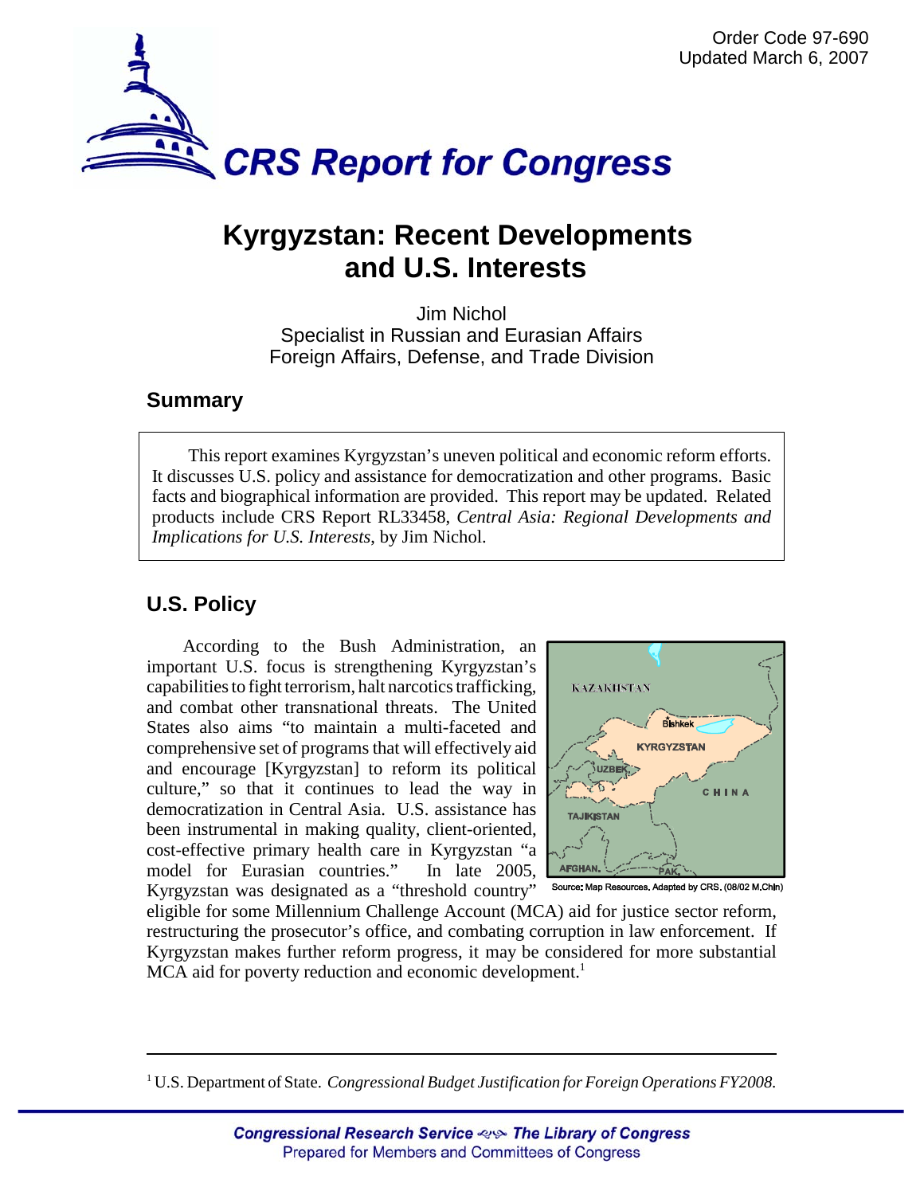Order Code 97-690
Updated March 6, 2007

# CRS Report for Congress

# Kyrgyzstan: Recent Developments and U.S. Interests

Jim Nichol
Specialist in Russian and Eurasian Affairs
Foreign Affairs, Defense, and Trade Division

## Summary

This report examines Kyrgyzstan's uneven political and economic reform efforts. It discusses U.S. policy and assistance for democratization and other programs. Basic facts and biographical information are provided. This report may be updated. Related products include CRS Report RL33458, *Central Asia: Regional Developments and Implications for U.S. Interests*, by Jim Nichol.

## U.S. Policy

According to the Bush Administration, an important U.S. focus is strengthening Kyrgyzstan's capabilities to fight terrorism, halt narcotics trafficking, and combat other transnational threats. The United States also aims "to maintain a multi-faceted and comprehensive set of programs that will effectively aid and encourage [Kyrgyzstan] to reform its political culture," so that it continues to lead the way in democratization in Central Asia. U.S. assistance has been instrumental in making quality, client-oriented, cost-effective primary health care in Kyrgyzstan "a model for Eurasian countries." In late 2005, Kyrgyzstan was designated as a "threshold country" eligible for some Millennium Challenge Account (MCA) aid for justice sector reform, restructuring the prosecutor's office, and combating corruption in law enforcement. If Kyrgyzstan makes further reform progress, it may be considered for more substantial MCA aid for poverty reduction and economic development.[1]

Source: Map Resources. Adapted by CRS. (08/02 M.Chin)

[1] U.S. Department of State. *Congressional Budget Justification for Foreign Operations FY2008.*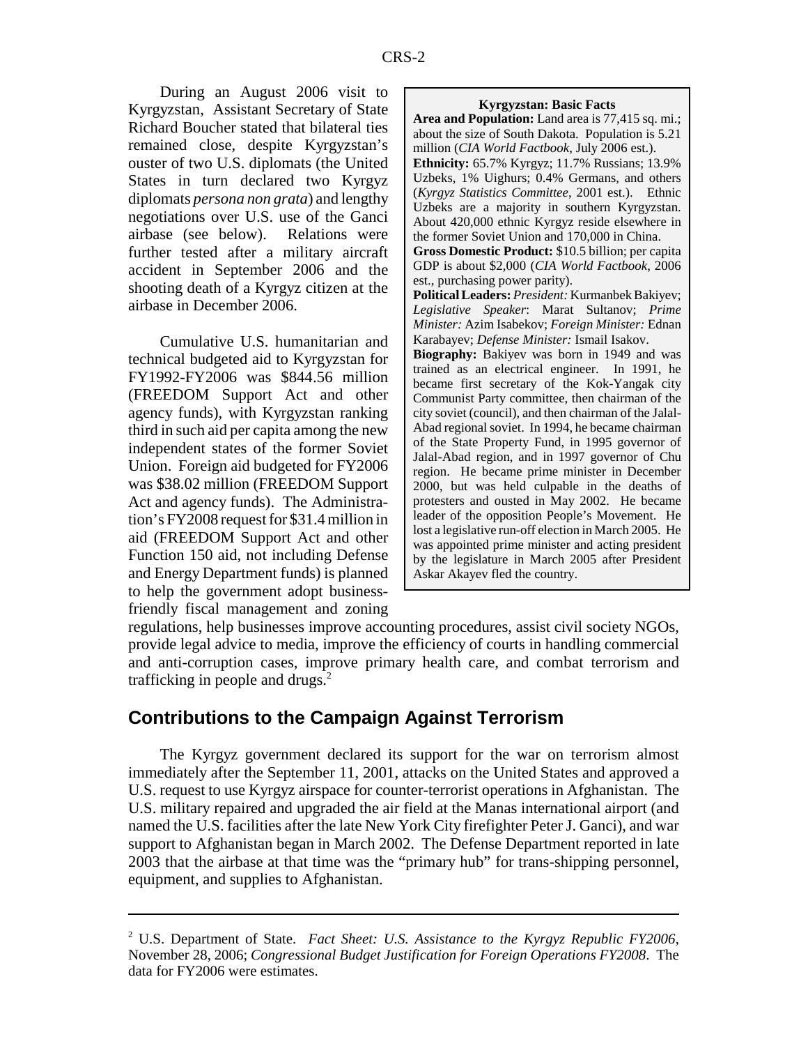During an August 2006 visit to Kyrgyzstan, Assistant Secretary of State Richard Boucher stated that bilateral ties remained close, despite Kyrgyzstan's ouster of two U.S. diplomats (the United States in turn declared two Kyrgyz diplomats *persona non grata*) and lengthy negotiations over U.S. use of the Ganci airbase (see below). Relations were further tested after a military aircraft accident in September 2006 and the shooting death of a Kyrgyz citizen at the airbase in December 2006.

> **Kyrgyzstan: Basic Facts**
>
> **Area and Population:** Land area is 77,415 sq. mi.; about the size of South Dakota. Population is 5.21 million (*CIA World Factbook*, July 2006 est.).
>
> **Ethnicity:** 65.7% Kyrgyz; 11.7% Russians; 13.9% Uzbeks, 1% Uighurs; 0.4% Germans, and others (*Kyrgyz Statistics Committee*, 2001 est.). Ethnic Uzbeks are a majority in southern Kyrgyzstan. About 420,000 ethnic Kyrgyz reside elsewhere in the former Soviet Union and 170,000 in China.
>
> **Gross Domestic Product:** \$10.5 billion; per capita GDP is about \$2,000 (*CIA World Factbook*, 2006 est., purchasing power parity).
>
> **Political Leaders:** *President:* Kurmanbek Bakiyev; *Legislative Speaker*: Marat Sultanov; *Prime Minister:* Azim Isabekov; *Foreign Minister:* Ednan Karabayev; *Defense Minister:* Ismail Isakov.
>
> **Biography:** Bakiyev was born in 1949 and was trained as an electrical engineer. In 1991, he became first secretary of the Kok-Yangak city Communist Party committee, then chairman of the city soviet (council), and then chairman of the Jalal-Abad regional soviet. In 1994, he became chairman of the State Property Fund, in 1995 governor of Jalal-Abad region, and in 1997 governor of Chu region. He became prime minister in December 2000, but was held culpable in the deaths of protesters and ousted in May 2002. He became leader of the opposition People's Movement. He lost a legislative run-off election in March 2005. He was appointed prime minister and acting president by the legislature in March 2005 after President Askar Akayev fled the country.

Cumulative U.S. humanitarian and technical budgeted aid to Kyrgyzstan for FY1992-FY2006 was $844.56 million (FREEDOM Support Act and other agency funds), with Kyrgyzstan ranking third in such aid per capita among the new independent states of the former Soviet Union. Foreign aid budgeted for FY2006 was $38.02 million (FREEDOM Support Act and agency funds). The Administration's FY2008 request for $31.4 million in aid (FREEDOM Support Act and other Function 150 aid, not including Defense and Energy Department funds) is planned to help the government adopt business-friendly fiscal management and zoning regulations, help businesses improve accounting procedures, assist civil society NGOs, provide legal advice to media, improve the efficiency of courts in handling commercial and anti-corruption cases, improve primary health care, and combat terrorism and trafficking in people and drugs.[2]

## Contributions to the Campaign Against Terrorism

The Kyrgyz government declared its support for the war on terrorism almost immediately after the September 11, 2001, attacks on the United States and approved a U.S. request to use Kyrgyz airspace for counter-terrorist operations in Afghanistan. The U.S. military repaired and upgraded the air field at the Manas international airport (and named the U.S. facilities after the late New York City firefighter Peter J. Ganci), and war support to Afghanistan began in March 2002. The Defense Department reported in late 2003 that the airbase at that time was the "primary hub" for trans-shipping personnel, equipment, and supplies to Afghanistan.

---

[2] U.S. Department of State. *Fact Sheet: U.S. Assistance to the Kyrgyz Republic FY2006*, November 28, 2006; *Congressional Budget Justification for Foreign Operations FY2008*. The data for FY2006 were estimates.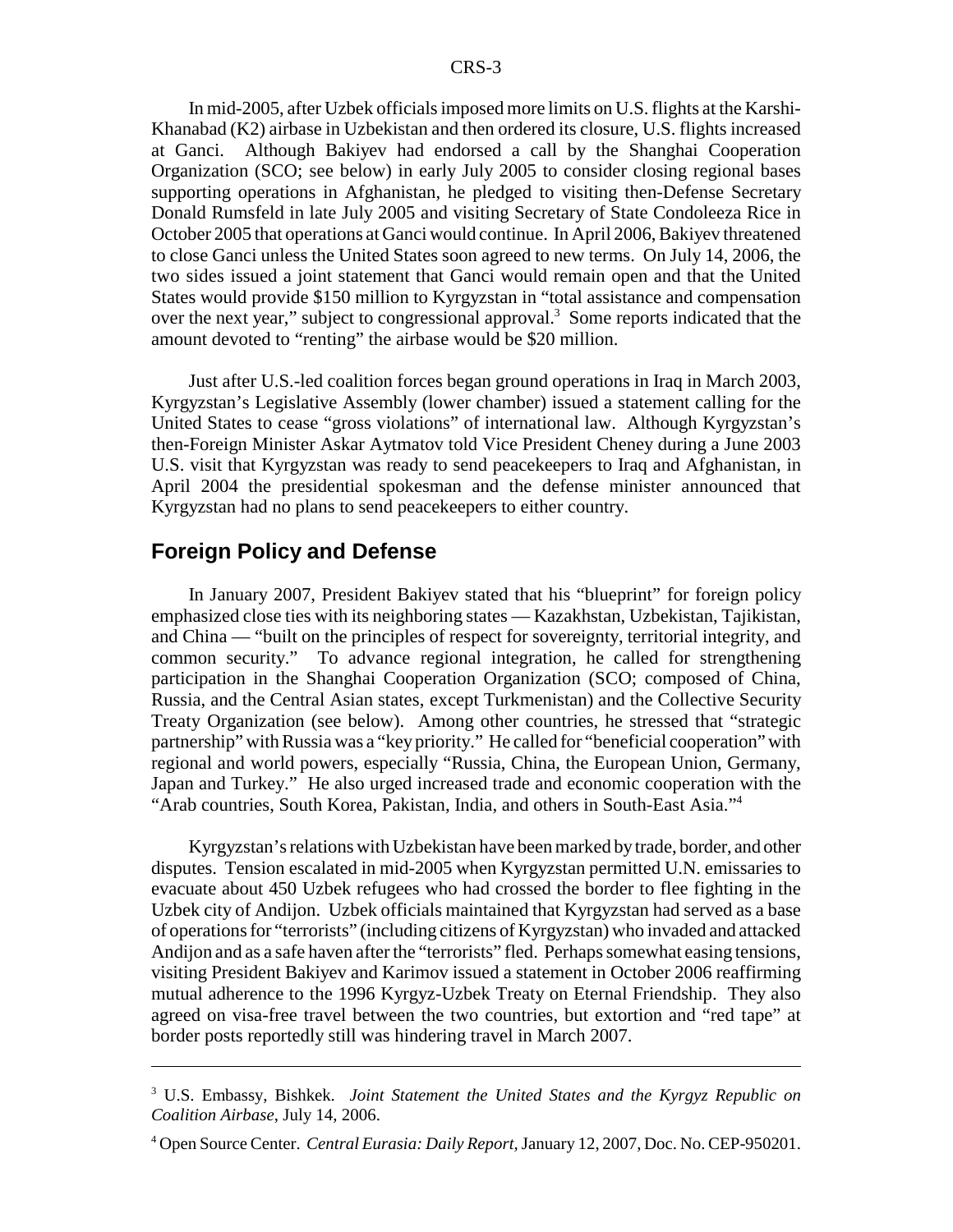In mid-2005, after Uzbek officials imposed more limits on U.S. flights at the Karshi-Khanabad (K2) airbase in Uzbekistan and then ordered its closure, U.S. flights increased at Ganci. Although Bakiyev had endorsed a call by the Shanghai Cooperation Organization (SCO; see below) in early July 2005 to consider closing regional bases supporting operations in Afghanistan, he pledged to visiting then-Defense Secretary Donald Rumsfeld in late July 2005 and visiting Secretary of State Condoleeza Rice in October 2005 that operations at Ganci would continue. In April 2006, Bakiyev threatened to close Ganci unless the United States soon agreed to new terms. On July 14, 2006, the two sides issued a joint statement that Ganci would remain open and that the United States would provide $150 million to Kyrgyzstan in "total assistance and compensation over the next year," subject to congressional approval.[3] Some reports indicated that the amount devoted to "renting" the airbase would be $20 million.

Just after U.S.-led coalition forces began ground operations in Iraq in March 2003, Kyrgyzstan's Legislative Assembly (lower chamber) issued a statement calling for the United States to cease "gross violations" of international law. Although Kyrgyzstan's then-Foreign Minister Askar Aytmatov told Vice President Cheney during a June 2003 U.S. visit that Kyrgyzstan was ready to send peacekeepers to Iraq and Afghanistan, in April 2004 the presidential spokesman and the defense minister announced that Kyrgyzstan had no plans to send peacekeepers to either country.

## Foreign Policy and Defense

In January 2007, President Bakiyev stated that his "blueprint" for foreign policy emphasized close ties with its neighboring states — Kazakhstan, Uzbekistan, Tajikistan, and China — "built on the principles of respect for sovereignty, territorial integrity, and common security." To advance regional integration, he called for strengthening participation in the Shanghai Cooperation Organization (SCO; composed of China, Russia, and the Central Asian states, except Turkmenistan) and the Collective Security Treaty Organization (see below). Among other countries, he stressed that "strategic partnership" with Russia was a "key priority." He called for "beneficial cooperation" with regional and world powers, especially "Russia, China, the European Union, Germany, Japan and Turkey." He also urged increased trade and economic cooperation with the "Arab countries, South Korea, Pakistan, India, and others in South-East Asia."[4]

Kyrgyzstan's relations with Uzbekistan have been marked by trade, border, and other disputes. Tension escalated in mid-2005 when Kyrgyzstan permitted U.N. emissaries to evacuate about 450 Uzbek refugees who had crossed the border to flee fighting in the Uzbek city of Andijon. Uzbek officials maintained that Kyrgyzstan had served as a base of operations for "terrorists" (including citizens of Kyrgyzstan) who invaded and attacked Andijon and as a safe haven after the "terrorists" fled. Perhaps somewhat easing tensions, visiting President Bakiyev and Karimov issued a statement in October 2006 reaffirming mutual adherence to the 1996 Kyrgyz-Uzbek Treaty on Eternal Friendship. They also agreed on visa-free travel between the two countries, but extortion and "red tape" at border posts reportedly still was hindering travel in March 2007.

---

[3] U.S. Embassy, Bishkek. *Joint Statement the United States and the Kyrgyz Republic on Coalition Airbase*, July 14, 2006.

[4] Open Source Center. *Central Eurasia: Daily Report*, January 12, 2007, Doc. No. CEP-950201.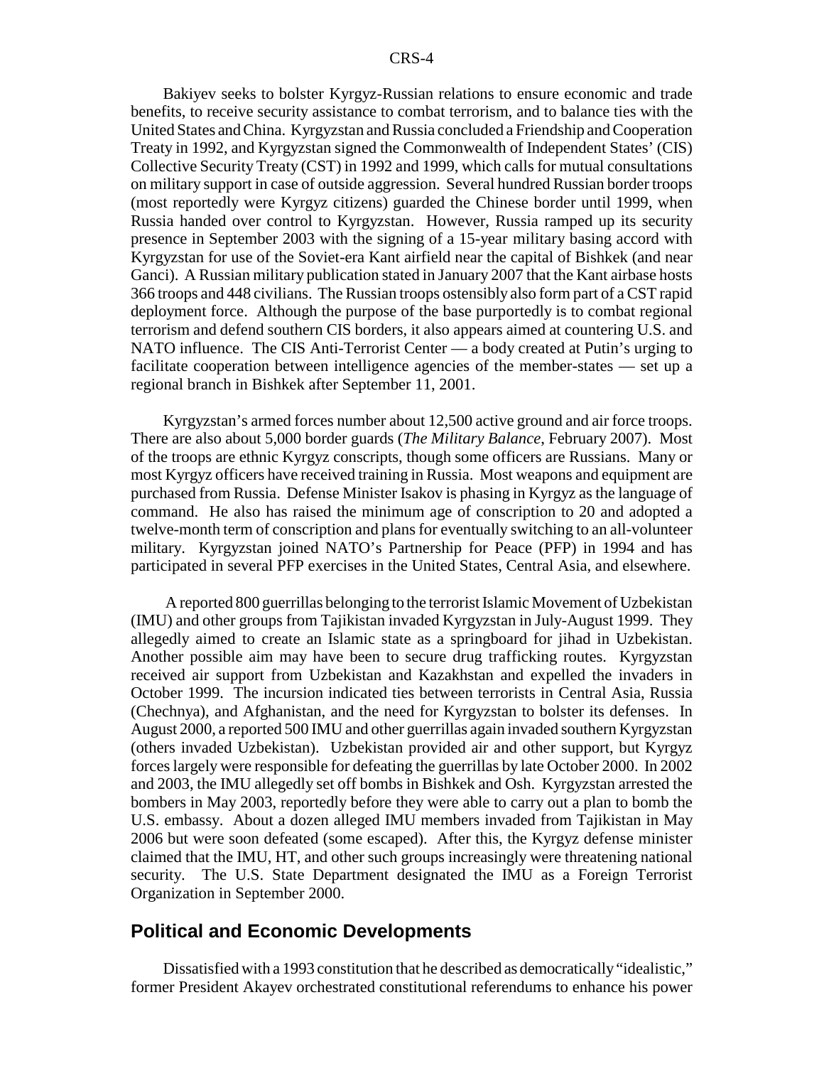Bakiyev seeks to bolster Kyrgyz-Russian relations to ensure economic and trade benefits, to receive security assistance to combat terrorism, and to balance ties with the United States and China. Kyrgyzstan and Russia concluded a Friendship and Cooperation Treaty in 1992, and Kyrgyzstan signed the Commonwealth of Independent States' (CIS) Collective Security Treaty (CST) in 1992 and 1999, which calls for mutual consultations on military support in case of outside aggression. Several hundred Russian border troops (most reportedly were Kyrgyz citizens) guarded the Chinese border until 1999, when Russia handed over control to Kyrgyzstan. However, Russia ramped up its security presence in September 2003 with the signing of a 15-year military basing accord with Kyrgyzstan for use of the Soviet-era Kant airfield near the capital of Bishkek (and near Ganci). A Russian military publication stated in January 2007 that the Kant airbase hosts 366 troops and 448 civilians. The Russian troops ostensibly also form part of a CST rapid deployment force. Although the purpose of the base purportedly is to combat regional terrorism and defend southern CIS borders, it also appears aimed at countering U.S. and NATO influence. The CIS Anti-Terrorist Center — a body created at Putin's urging to facilitate cooperation between intelligence agencies of the member-states — set up a regional branch in Bishkek after September 11, 2001.

Kyrgyzstan's armed forces number about 12,500 active ground and air force troops. There are also about 5,000 border guards (*The Military Balance*, February 2007). Most of the troops are ethnic Kyrgyz conscripts, though some officers are Russians. Many or most Kyrgyz officers have received training in Russia. Most weapons and equipment are purchased from Russia. Defense Minister Isakov is phasing in Kyrgyz as the language of command. He also has raised the minimum age of conscription to 20 and adopted a twelve-month term of conscription and plans for eventually switching to an all-volunteer military. Kyrgyzstan joined NATO's Partnership for Peace (PFP) in 1994 and has participated in several PFP exercises in the United States, Central Asia, and elsewhere.

A reported 800 guerrillas belonging to the terrorist Islamic Movement of Uzbekistan (IMU) and other groups from Tajikistan invaded Kyrgyzstan in July-August 1999. They allegedly aimed to create an Islamic state as a springboard for jihad in Uzbekistan. Another possible aim may have been to secure drug trafficking routes. Kyrgyzstan received air support from Uzbekistan and Kazakhstan and expelled the invaders in October 1999. The incursion indicated ties between terrorists in Central Asia, Russia (Chechnya), and Afghanistan, and the need for Kyrgyzstan to bolster its defenses. In August 2000, a reported 500 IMU and other guerrillas again invaded southern Kyrgyzstan (others invaded Uzbekistan). Uzbekistan provided air and other support, but Kyrgyz forces largely were responsible for defeating the guerrillas by late October 2000. In 2002 and 2003, the IMU allegedly set off bombs in Bishkek and Osh. Kyrgyzstan arrested the bombers in May 2003, reportedly before they were able to carry out a plan to bomb the U.S. embassy. About a dozen alleged IMU members invaded from Tajikistan in May 2006 but were soon defeated (some escaped). After this, the Kyrgyz defense minister claimed that the IMU, HT, and other such groups increasingly were threatening national security. The U.S. State Department designated the IMU as a Foreign Terrorist Organization in September 2000.

## Political and Economic Developments

Dissatisfied with a 1993 constitution that he described as democratically "idealistic," former President Akayev orchestrated constitutional referendums to enhance his power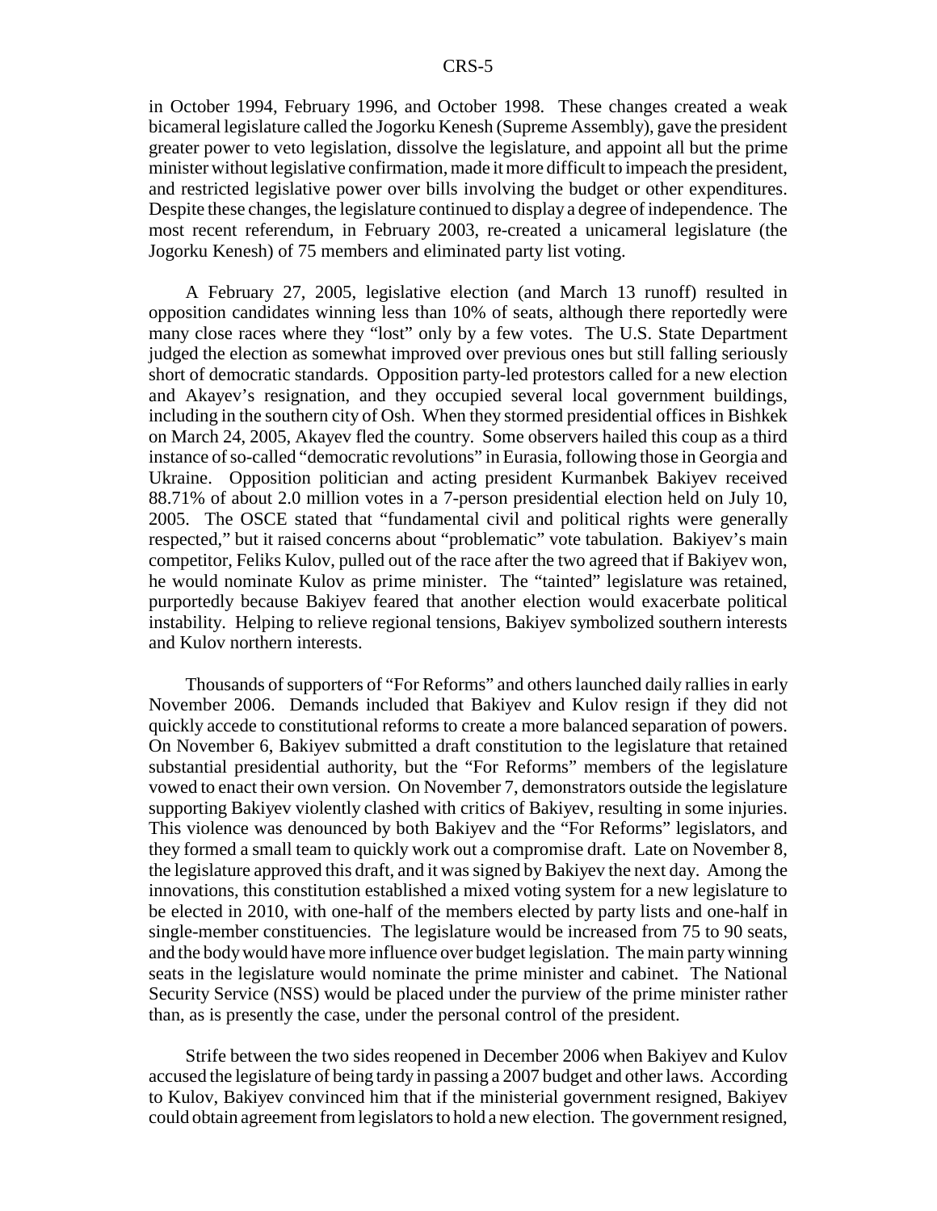in October 1994, February 1996, and October 1998. These changes created a weak bicameral legislature called the Jogorku Kenesh (Supreme Assembly), gave the president greater power to veto legislation, dissolve the legislature, and appoint all but the prime minister without legislative confirmation, made it more difficult to impeach the president, and restricted legislative power over bills involving the budget or other expenditures. Despite these changes, the legislature continued to display a degree of independence. The most recent referendum, in February 2003, re-created a unicameral legislature (the Jogorku Kenesh) of 75 members and eliminated party list voting.

A February 27, 2005, legislative election (and March 13 runoff) resulted in opposition candidates winning less than 10% of seats, although there reportedly were many close races where they "lost" only by a few votes. The U.S. State Department judged the election as somewhat improved over previous ones but still falling seriously short of democratic standards. Opposition party-led protestors called for a new election and Akayev's resignation, and they occupied several local government buildings, including in the southern city of Osh. When they stormed presidential offices in Bishkek on March 24, 2005, Akayev fled the country. Some observers hailed this coup as a third instance of so-called "democratic revolutions" in Eurasia, following those in Georgia and Ukraine. Opposition politician and acting president Kurmanbek Bakiyev received 88.71% of about 2.0 million votes in a 7-person presidential election held on July 10, 2005. The OSCE stated that "fundamental civil and political rights were generally respected," but it raised concerns about "problematic" vote tabulation. Bakiyev's main competitor, Feliks Kulov, pulled out of the race after the two agreed that if Bakiyev won, he would nominate Kulov as prime minister. The "tainted" legislature was retained, purportedly because Bakiyev feared that another election would exacerbate political instability. Helping to relieve regional tensions, Bakiyev symbolized southern interests and Kulov northern interests.

Thousands of supporters of "For Reforms" and others launched daily rallies in early November 2006. Demands included that Bakiyev and Kulov resign if they did not quickly accede to constitutional reforms to create a more balanced separation of powers. On November 6, Bakiyev submitted a draft constitution to the legislature that retained substantial presidential authority, but the "For Reforms" members of the legislature vowed to enact their own version. On November 7, demonstrators outside the legislature supporting Bakiyev violently clashed with critics of Bakiyev, resulting in some injuries. This violence was denounced by both Bakiyev and the "For Reforms" legislators, and they formed a small team to quickly work out a compromise draft. Late on November 8, the legislature approved this draft, and it was signed by Bakiyev the next day. Among the innovations, this constitution established a mixed voting system for a new legislature to be elected in 2010, with one-half of the members elected by party lists and one-half in single-member constituencies. The legislature would be increased from 75 to 90 seats, and the body would have more influence over budget legislation. The main party winning seats in the legislature would nominate the prime minister and cabinet. The National Security Service (NSS) would be placed under the purview of the prime minister rather than, as is presently the case, under the personal control of the president.

Strife between the two sides reopened in December 2006 when Bakiyev and Kulov accused the legislature of being tardy in passing a 2007 budget and other laws. According to Kulov, Bakiyev convinced him that if the ministerial government resigned, Bakiyev could obtain agreement from legislators to hold a new election. The government resigned,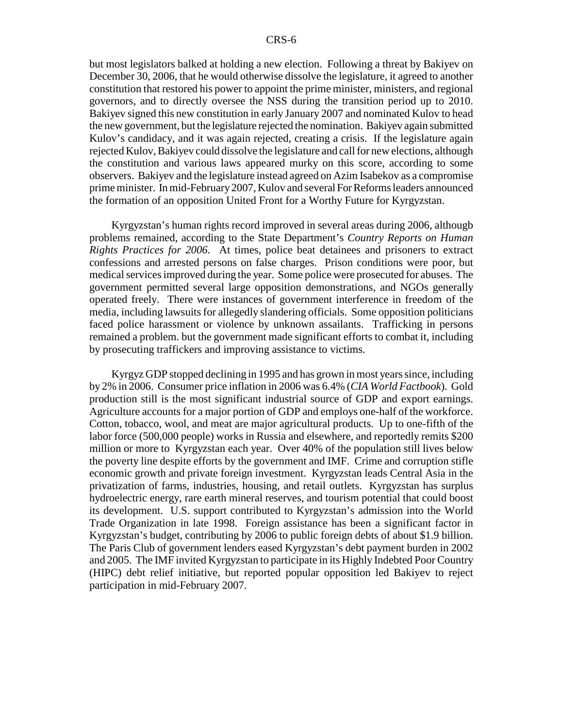but most legislators balked at holding a new election. Following a threat by Bakiyev on December 30, 2006, that he would otherwise dissolve the legislature, it agreed to another constitution that restored his power to appoint the prime minister, ministers, and regional governors, and to directly oversee the NSS during the transition period up to 2010. Bakiyev signed this new constitution in early January 2007 and nominated Kulov to head the new government, but the legislature rejected the nomination. Bakiyev again submitted Kulov's candidacy, and it was again rejected, creating a crisis. If the legislature again rejected Kulov, Bakiyev could dissolve the legislature and call for new elections, although the constitution and various laws appeared murky on this score, according to some observers. Bakiyev and the legislature instead agreed on Azim Isabekov as a compromise prime minister. In mid-February 2007, Kulov and several For Reforms leaders announced the formation of an opposition United Front for a Worthy Future for Kyrgyzstan.

Kyrgyzstan's human rights record improved in several areas during 2006, althougb problems remained, according to the State Department's *Country Reports on Human Rights Practices for 2006*. At times, police beat detainees and prisoners to extract confessions and arrested persons on false charges. Prison conditions were poor, but medical services improved during the year. Some police were prosecuted for abuses. The government permitted several large opposition demonstrations, and NGOs generally operated freely. There were instances of government interference in freedom of the media, including lawsuits for allegedly slandering officials. Some opposition politicians faced police harassment or violence by unknown assailants. Trafficking in persons remained a problem. but the government made significant efforts to combat it, including by prosecuting traffickers and improving assistance to victims.

Kyrgyz GDP stopped declining in 1995 and has grown in most years since, including by 2% in 2006. Consumer price inflation in 2006 was 6.4% (*CIA World Factbook*). Gold production still is the most significant industrial source of GDP and export earnings. Agriculture accounts for a major portion of GDP and employs one-half of the workforce. Cotton, tobacco, wool, and meat are major agricultural products. Up to one-fifth of the labor force (500,000 people) works in Russia and elsewhere, and reportedly remits $200 million or more to Kyrgyzstan each year. Over 40% of the population still lives below the poverty line despite efforts by the government and IMF. Crime and corruption stifle economic growth and private foreign investment. Kyrgyzstan leads Central Asia in the privatization of farms, industries, housing, and retail outlets. Kyrgyzstan has surplus hydroelectric energy, rare earth mineral reserves, and tourism potential that could boost its development. U.S. support contributed to Kyrgyzstan's admission into the World Trade Organization in late 1998. Foreign assistance has been a significant factor in Kyrgyzstan's budget, contributing by 2006 to public foreign debts of about $1.9 billion. The Paris Club of government lenders eased Kyrgyzstan's debt payment burden in 2002 and 2005. The IMF invited Kyrgyzstan to participate in its Highly Indebted Poor Country (HIPC) debt relief initiative, but reported popular opposition led Bakiyev to reject participation in mid-February 2007.